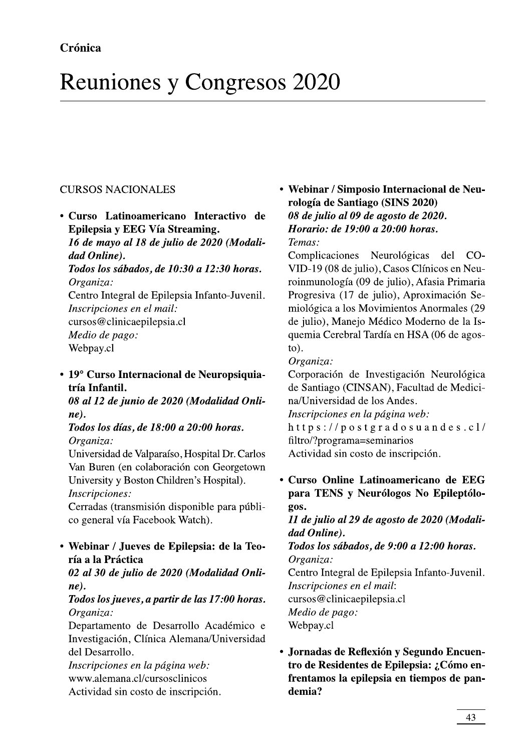**Crónica**

# Reuniones y Congresos 2020

CURSOS NACIONALES

- **Curso Latinoamericano Interactivo de Epilepsia y EEG Vía Streaming.**
  ***16 de mayo al 18 de julio de 2020 (Modalidad Online).***
  ***Todos los sábados, de 10:30 a 12:30 horas.***
  *Organiza:*
  Centro Integral de Epilepsia Infanto-Juvenil.
  *Inscripciones en el mail:*
  cursos@clinicaepilepsia.cl
  *Medio de pago:*
  Webpay.cl

- **19° Curso Internacional de Neuropsiquiatría Infantil.**
  ***08 al 12 de junio de 2020 (Modalidad Online).***
  ***Todos los días, de 18:00 a 20:00 horas.***
  *Organiza:*
  Universidad de Valparaíso, Hospital Dr. Carlos Van Buren (en colaboración con Georgetown University y Boston Children's Hospital).
  *Inscripciones:*
  Cerradas (transmisión disponible para público general vía Facebook Watch).

- **Webinar / Jueves de Epilepsia: de la Teoría a la Práctica**
  ***02 al 30 de julio de 2020 (Modalidad Online).***
  ***Todos los jueves, a partir de las 17:00 horas.***
  *Organiza:*
  Departamento de Desarrollo Académico e Investigación, Clínica Alemana/Universidad del Desarrollo.
  *Inscripciones en la página web:*
  www.alemana.cl/cursosclinicos
  Actividad sin costo de inscripción.

- **Webinar / Simposio Internacional de Neurología de Santiago (SINS 2020)**
  ***08 de julio al 09 de agosto de 2020.***
  ***Horario: de 19:00 a 20:00 horas.***
  *Temas:*
  Complicaciones Neurológicas del COVID-19 (08 de julio), Casos Clínicos en Neuroinmunología (09 de julio), Afasia Primaria Progresiva (17 de julio), Aproximación Semiológica a los Movimientos Anormales (29 de julio), Manejo Médico Moderno de la Isquemia Cerebral Tardía en HSA (06 de agosto).
  *Organiza:*
  Corporación de Investigación Neurológica de Santiago (CINSAN), Facultad de Medicina/Universidad de los Andes.
  *Inscripciones en la página web:*
  https://postgradosuandes.cl/filtro/?programa=seminarios
  Actividad sin costo de inscripción.

- **Curso Online Latinoamericano de EEG para TENS y Neurólogos No Epileptólogos.**
  ***11 de julio al 29 de agosto de 2020 (Modalidad Online).***
  ***Todos los sábados, de 9:00 a 12:00 horas.***
  *Organiza:*
  Centro Integral de Epilepsia Infanto-Juvenil.
  *Inscripciones en el mail*:
  cursos@clinicaepilepsia.cl
  *Medio de pago:*
  Webpay.cl

- **Jornadas de Reflexión y Segundo Encuentro de Residentes de Epilepsia: ¿Cómo enfrentamos la epilepsia en tiempos de pandemia?**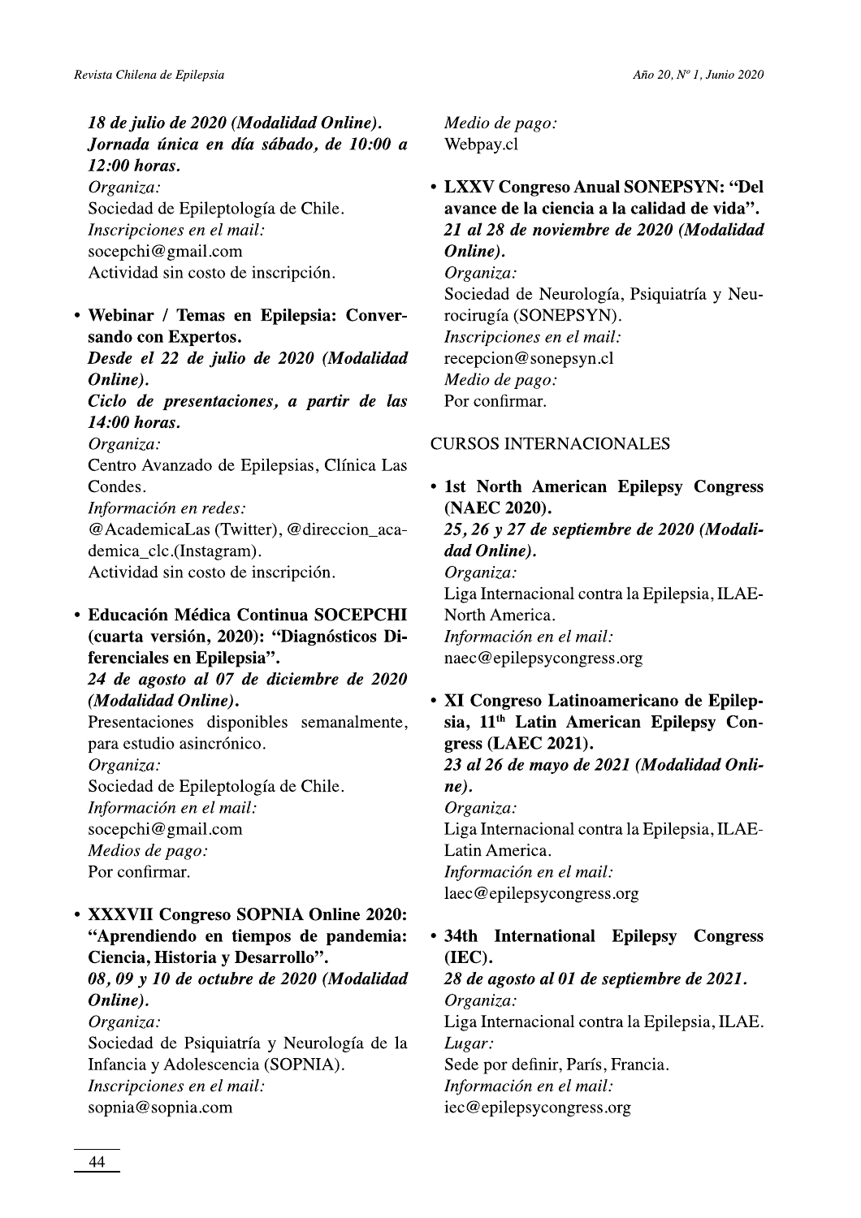***18 de julio de 2020 (Modalidad Online). Jornada única en día sábado, de 10:00 a 12:00 horas.***
*Organiza:*
Sociedad de Epileptología de Chile.
*Inscripciones en el mail:*
socepchi@gmail.com
Actividad sin costo de inscripción.

- **Webinar / Temas en Epilepsia: Conversando con Expertos.**
***Desde el 22 de julio de 2020 (Modalidad Online).***
***Ciclo de presentaciones, a partir de las 14:00 horas.***
*Organiza:*
Centro Avanzado de Epilepsias, Clínica Las Condes.
*Información en redes:*
@AcademicaLas (Twitter), @direccion_academica_clc.(Instagram).
Actividad sin costo de inscripción.

- **Educación Médica Continua SOCEPCHI (cuarta versión, 2020): "Diagnósticos Diferenciales en Epilepsia".**
***24 de agosto al 07 de diciembre de 2020 (Modalidad Online).***
Presentaciones disponibles semanalmente, para estudio asincrónico.
*Organiza:*
Sociedad de Epileptología de Chile.
*Información en el mail:*
socepchi@gmail.com
*Medios de pago:*
Por confirmar.

- **XXXVII Congreso SOPNIA Online 2020: "Aprendiendo en tiempos de pandemia: Ciencia, Historia y Desarrollo".**
***08, 09 y 10 de octubre de 2020 (Modalidad Online).***
*Organiza:*
Sociedad de Psiquiatría y Neurología de la Infancia y Adolescencia (SOPNIA).
*Inscripciones en el mail:*
sopnia@sopnia.com
*Medio de pago:*
Webpay.cl

- **LXXV Congreso Anual SONEPSYN: "Del avance de la ciencia a la calidad de vida".**
***21 al 28 de noviembre de 2020 (Modalidad Online).***
*Organiza:*
Sociedad de Neurología, Psiquiatría y Neurocirugía (SONEPSYN).
*Inscripciones en el mail:*
recepcion@sonepsyn.cl
*Medio de pago:*
Por confirmar.

CURSOS INTERNACIONALES

- **1st North American Epilepsy Congress (NAEC 2020).**
***25, 26 y 27 de septiembre de 2020 (Modalidad Online).***
*Organiza:*
Liga Internacional contra la Epilepsia, ILAE-North America.
*Información en el mail:*
naec@epilepsycongress.org

- **XI Congreso Latinoamericano de Epilepsia, 11th Latin American Epilepsy Congress (LAEC 2021).**
***23 al 26 de mayo de 2021 (Modalidad Online).***
*Organiza:*
Liga Internacional contra la Epilepsia, ILAE-Latin America.
*Información en el mail:*
laec@epilepsycongress.org

- **34th International Epilepsy Congress (IEC).**
***28 de agosto al 01 de septiembre de 2021.***
*Organiza:*
Liga Internacional contra la Epilepsia, ILAE.
*Lugar:*
Sede por definir, París, Francia.
*Información en el mail:*
iec@epilepsycongress.org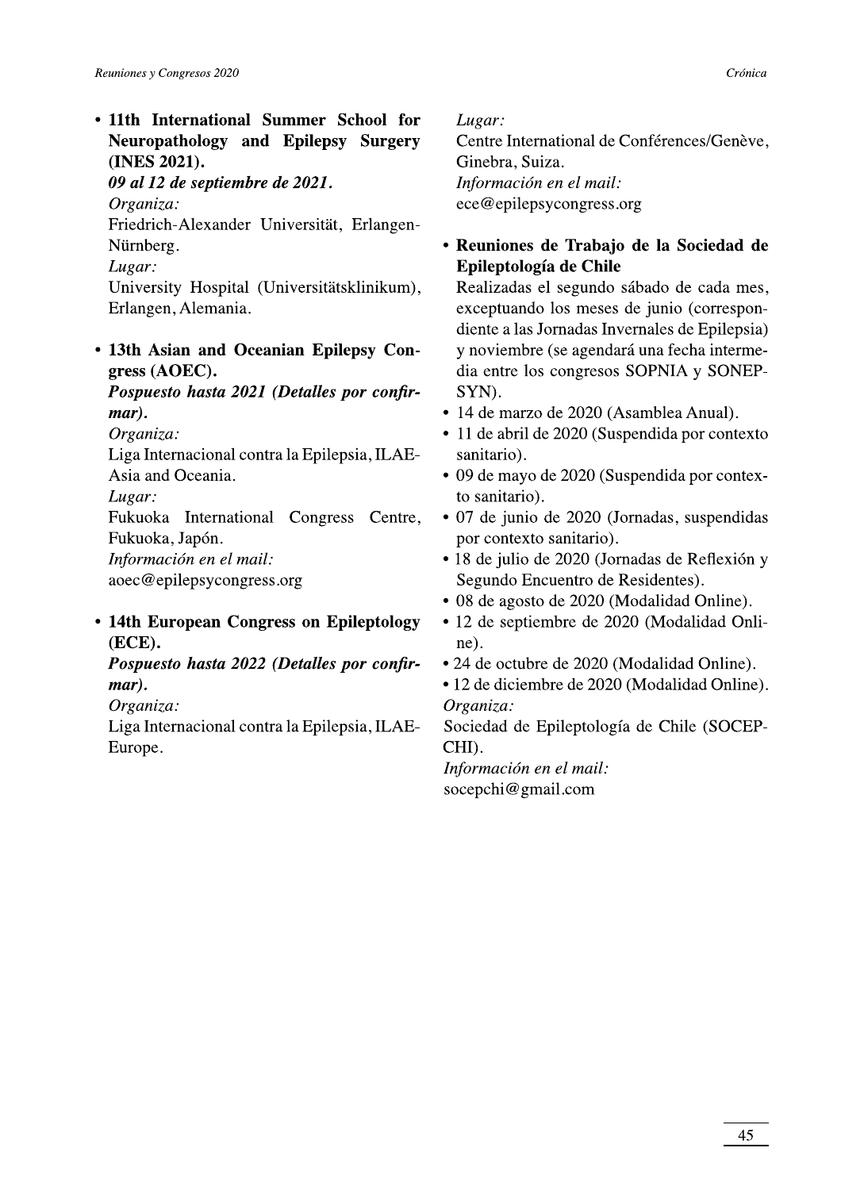- **11th International Summer School for Neuropathology and Epilepsy Surgery (INES 2021).**
  ***09 al 12 de septiembre de 2021.***
  *Organiza:*
  Friedrich-Alexander Universität, Erlangen-Nürnberg.
  *Lugar:*
  University Hospital (Universitätsklinikum), Erlangen, Alemania.

- **13th Asian and Oceanian Epilepsy Congress (AOEC).**
  ***Pospuesto hasta 2021 (Detalles por confirmar).***
  *Organiza:*
  Liga Internacional contra la Epilepsia, ILAE-Asia and Oceania.
  *Lugar:*
  Fukuoka International Congress Centre, Fukuoka, Japón.
  *Información en el mail:*
  aoec@epilepsycongress.org

- **14th European Congress on Epileptology (ECE).**
  ***Pospuesto hasta 2022 (Detalles por confirmar).***
  *Organiza:*
  Liga Internacional contra la Epilepsia, ILAE-Europe.
  *Lugar:*
  Centre International de Conférences/Genève, Ginebra, Suiza.
  *Información en el mail:*
  ece@epilepsycongress.org

- **Reuniones de Trabajo de la Sociedad de Epileptología de Chile**
  Realizadas el segundo sábado de cada mes, exceptuando los meses de junio (correspondiente a las Jornadas Invernales de Epilepsia) y noviembre (se agendará una fecha intermedia entre los congresos SOPNIA y SONEPSYN).
- 14 de marzo de 2020 (Asamblea Anual).
- 11 de abril de 2020 (Suspendida por contexto sanitario).
- 09 de mayo de 2020 (Suspendida por contexto sanitario).
- 07 de junio de 2020 (Jornadas, suspendidas por contexto sanitario).
- 18 de julio de 2020 (Jornadas de Reflexión y Segundo Encuentro de Residentes).
- 08 de agosto de 2020 (Modalidad Online).
- 12 de septiembre de 2020 (Modalidad Online).
- 24 de octubre de 2020 (Modalidad Online).
- 12 de diciembre de 2020 (Modalidad Online).

*Organiza:*
Sociedad de Epileptología de Chile (SOCEPCHI).
*Información en el mail:*
socepchi@gmail.com